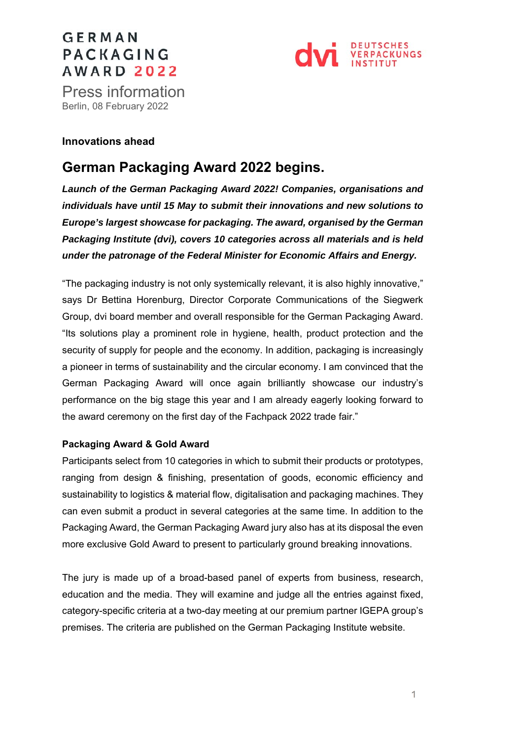GERMAN PACKAGING AWARD 2022

DEUTSCHES VERPACKUNGS INSTITUT

Press information
Berlin, 08 February 2022

**Innovations ahead**

# German Packaging Award 2022 begins.

***Launch of the German Packaging Award 2022! Companies, organisations and individuals have until 15 May to submit their innovations and new solutions to Europe's largest showcase for packaging. The award, organised by the German Packaging Institute (dvi), covers 10 categories across all materials and is held under the patronage of the Federal Minister for Economic Affairs and Energy.***

"The packaging industry is not only systemically relevant, it is also highly innovative," says Dr Bettina Horenburg, Director Corporate Communications of the Siegwerk Group, dvi board member and overall responsible for the German Packaging Award. "Its solutions play a prominent role in hygiene, health, product protection and the security of supply for people and the economy. In addition, packaging is increasingly a pioneer in terms of sustainability and the circular economy. I am convinced that the German Packaging Award will once again brilliantly showcase our industry's performance on the big stage this year and I am already eagerly looking forward to the award ceremony on the first day of the Fachpack 2022 trade fair."

**Packaging Award & Gold Award**

Participants select from 10 categories in which to submit their products or prototypes, ranging from design & finishing, presentation of goods, economic efficiency and sustainability to logistics & material flow, digitalisation and packaging machines. They can even submit a product in several categories at the same time. In addition to the Packaging Award, the German Packaging Award jury also has at its disposal the even more exclusive Gold Award to present to particularly ground breaking innovations.

The jury is made up of a broad-based panel of experts from business, research, education and the media. They will examine and judge all the entries against fixed, category-specific criteria at a two-day meeting at our premium partner IGEPA group's premises. The criteria are published on the German Packaging Institute website.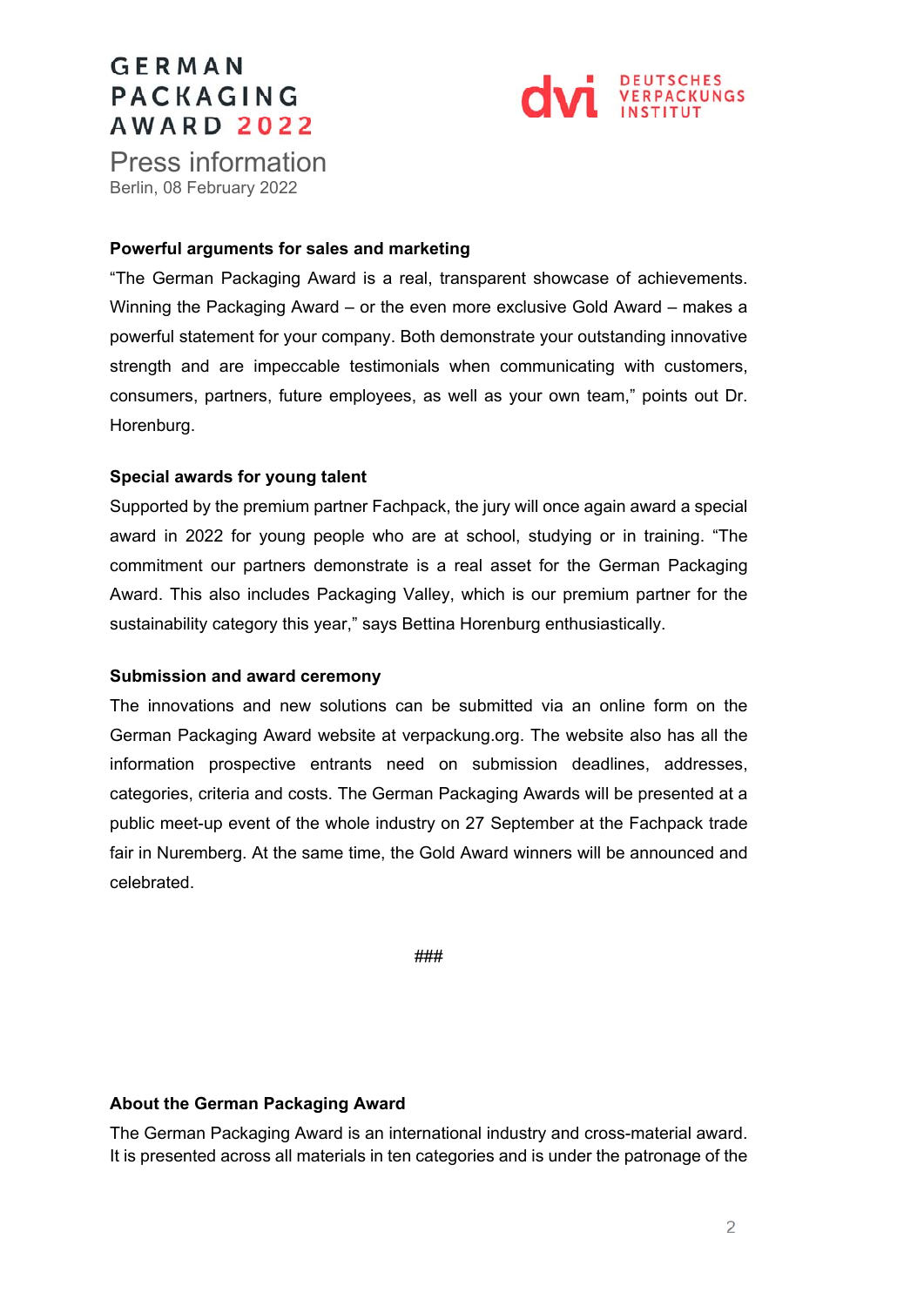**Powerful arguments for sales and marketing**

"The German Packaging Award is a real, transparent showcase of achievements. Winning the Packaging Award – or the even more exclusive Gold Award – makes a powerful statement for your company. Both demonstrate your outstanding innovative strength and are impeccable testimonials when communicating with customers, consumers, partners, future employees, as well as your own team," points out Dr. Horenburg.

**Special awards for young talent**

Supported by the premium partner Fachpack, the jury will once again award a special award in 2022 for young people who are at school, studying or in training. "The commitment our partners demonstrate is a real asset for the German Packaging Award. This also includes Packaging Valley, which is our premium partner for the sustainability category this year," says Bettina Horenburg enthusiastically.

**Submission and award ceremony**

The innovations and new solutions can be submitted via an online form on the German Packaging Award website at verpackung.org. The website also has all the information prospective entrants need on submission deadlines, addresses, categories, criteria and costs. The German Packaging Awards will be presented at a public meet-up event of the whole industry on 27 September at the Fachpack trade fair in Nuremberg. At the same time, the Gold Award winners will be announced and celebrated.

###

**About the German Packaging Award**

The German Packaging Award is an international industry and cross-material award. It is presented across all materials in ten categories and is under the patronage of the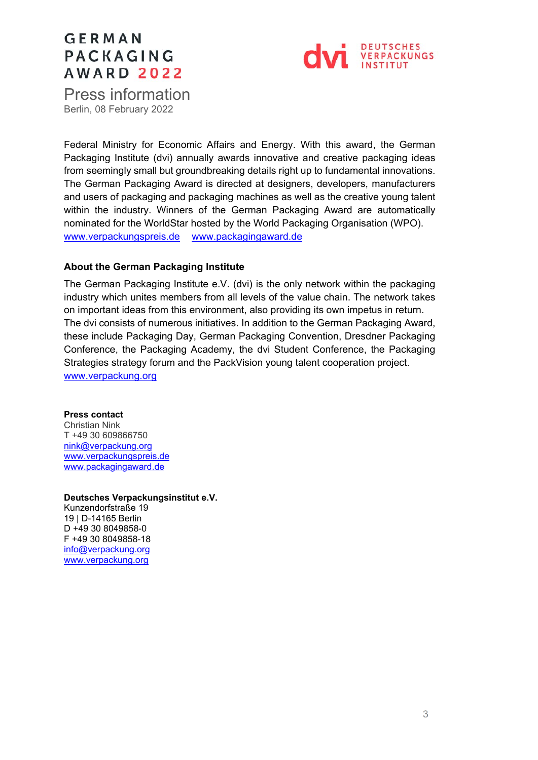Federal Ministry for Economic Affairs and Energy. With this award, the German Packaging Institute (dvi) annually awards innovative and creative packaging ideas from seemingly small but groundbreaking details right up to fundamental innovations. The German Packaging Award is directed at designers, developers, manufacturers and users of packaging and packaging machines as well as the creative young talent within the industry. Winners of the German Packaging Award are automatically nominated for the WorldStar hosted by the World Packaging Organisation (WPO).
www.verpackungspreis.de www.packagingaward.de

## About the German Packaging Institute

The German Packaging Institute e.V. (dvi) is the only network within the packaging industry which unites members from all levels of the value chain. The network takes on important ideas from this environment, also providing its own impetus in return. The dvi consists of numerous initiatives. In addition to the German Packaging Award, these include Packaging Day, German Packaging Convention, Dresdner Packaging Conference, the Packaging Academy, the dvi Student Conference, the Packaging Strategies strategy forum and the PackVision young talent cooperation project.
www.verpackung.org

**Press contact**
Christian Nink
T +49 30 609866750
nink@verpackung.org
www.verpackungspreis.de
www.packagingaward.de

**Deutsches Verpackungsinstitut e.V.**
Kunzendorfstraße 19
19 | D-14165 Berlin
D +49 30 8049858-0
F +49 30 8049858-18
info@verpackung.org
www.verpackung.org